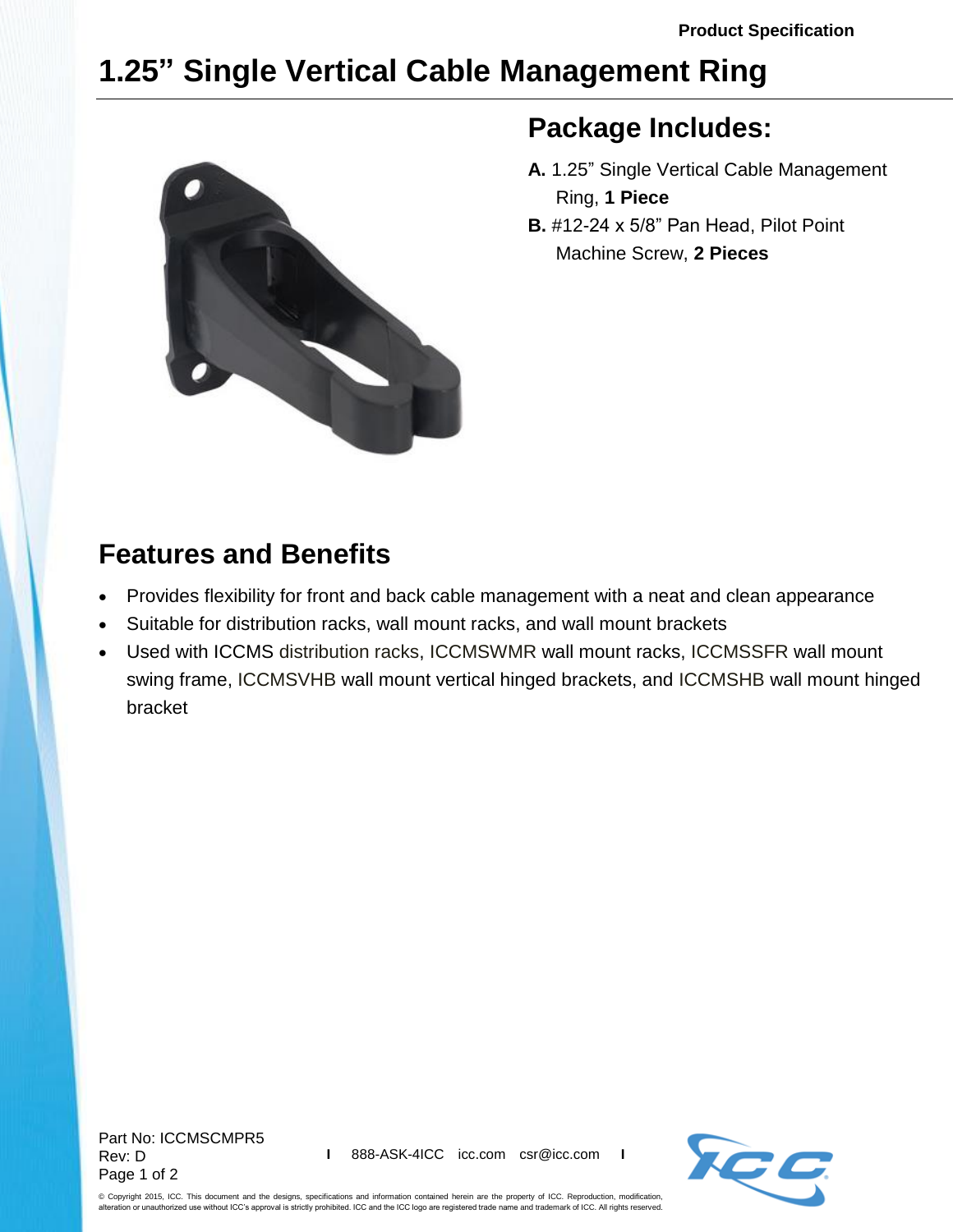Product Specification

# 1.25" Single Vertical Cable Management Ring

## Package Includes:

**A.** 1.25" Single Vertical Cable Management Ring, **1 Piece**

**B.** #12-24 x 5/8" Pan Head, Pilot Point Machine Screw, **2 Pieces**

## Features and Benefits

- Provides flexibility for front and back cable management with a neat and clean appearance
- Suitable for distribution racks, wall mount racks, and wall mount brackets
- Used with ICCMS distribution racks, ICCMSWMR wall mount racks, ICCMSSFR wall mount swing frame, ICCMSVHB wall mount vertical hinged brackets, and ICCMSHB wall mount hinged bracket

Part No: ICCMSCMPR5
Rev: D

888-ASK-4ICC | icc.com | csr@icc.com

© Copyright 2015, ICC. This document and the designs, specifications and information contained herein are the property of ICC. Reproduction, modification, alteration or unauthorized use without ICC's approval is strictly prohibited. ICC and the ICC logo are registered trade name and trademark of ICC. All rights reserved.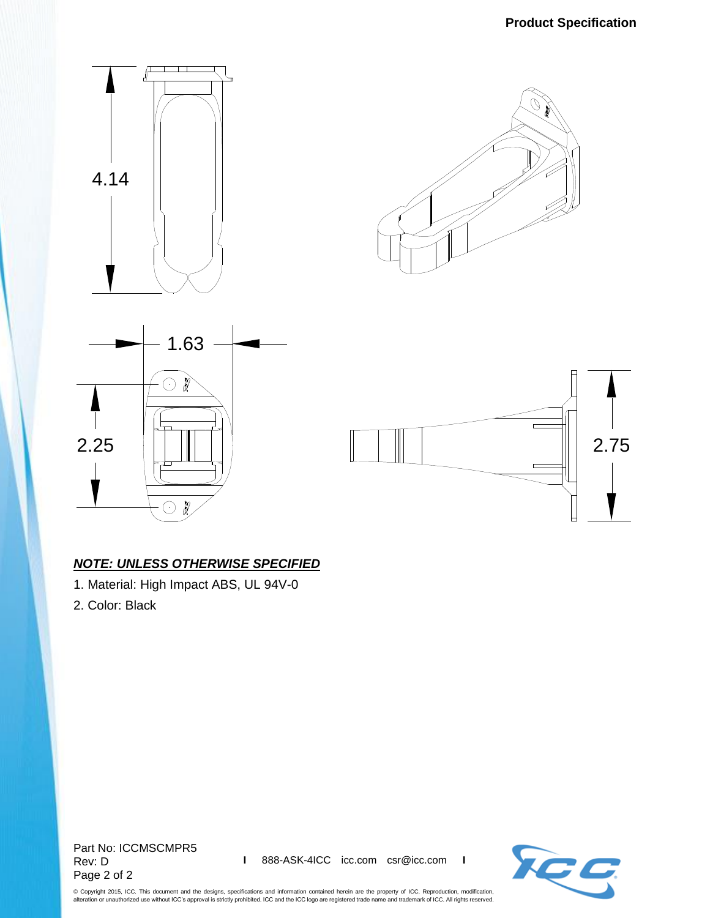4.14

1.63

2.25

2.75

***NOTE: UNLESS OTHERWISE SPECIFIED***

1. Material: High Impact ABS, UL 94V-0
2. Color: Black

Part No: ICCMSCMPR5
Rev: D

888-ASK-4ICC icc.com csr@icc.com

© Copyright 2015, ICC. This document and the designs, specifications and information contained herein are the property of ICC. Reproduction, modification, alteration or unauthorized use without ICC's approval is strictly prohibited. ICC and the ICC logo are registered trade name and trademark of ICC. All rights reserved.